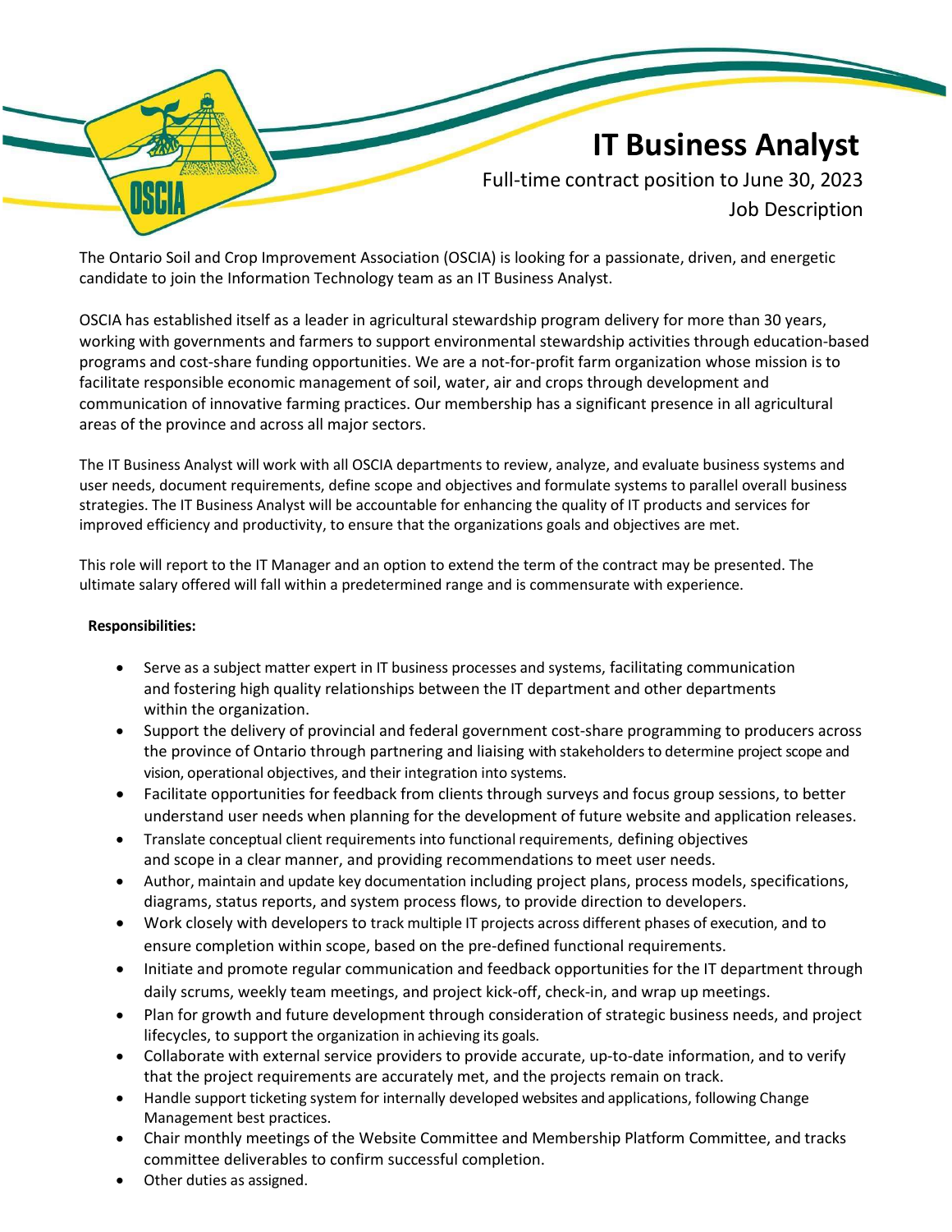# IT Business Analyst

Full-time contract position to June 30, 2023

Job Description

The Ontario Soil and Crop Improvement Association (OSCIA) is looking for a passionate, driven, and energetic candidate to join the Information Technology team as an IT Business Analyst.

OSCIA has established itself as a leader in agricultural stewardship program delivery for more than 30 years, working with governments and farmers to support environmental stewardship activities through education-based programs and cost-share funding opportunities. We are a not-for-profit farm organization whose mission is to facilitate responsible economic management of soil, water, air and crops through development and communication of innovative farming practices. Our membership has a significant presence in all agricultural areas of the province and across all major sectors.

The IT Business Analyst will work with all OSCIA departments to review, analyze, and evaluate business systems and user needs, document requirements, define scope and objectives and formulate systems to parallel overall business strategies. The IT Business Analyst will be accountable for enhancing the quality of IT products and services for improved efficiency and productivity, to ensure that the organizations goals and objectives are met.

This role will report to the IT Manager and an option to extend the term of the contract may be presented. The ultimate salary offered will fall within a predetermined range and is commensurate with experience.

**Responsibilities:**

- Serve as a subject matter expert in IT business processes and systems, facilitating communication and fostering high quality relationships between the IT department and other departments within the organization.
- Support the delivery of provincial and federal government cost-share programming to producers across the province of Ontario through partnering and liaising with stakeholders to determine project scope and vision, operational objectives, and their integration into systems.
- Facilitate opportunities for feedback from clients through surveys and focus group sessions, to better understand user needs when planning for the development of future website and application releases.
- Translate conceptual client requirements into functional requirements, defining objectives and scope in a clear manner, and providing recommendations to meet user needs.
- Author, maintain and update key documentation including project plans, process models, specifications, diagrams, status reports, and system process flows, to provide direction to developers.
- Work closely with developers to track multiple IT projects across different phases of execution, and to ensure completion within scope, based on the pre-defined functional requirements.
- Initiate and promote regular communication and feedback opportunities for the IT department through daily scrums, weekly team meetings, and project kick-off, check-in, and wrap up meetings.
- Plan for growth and future development through consideration of strategic business needs, and project lifecycles, to support the organization in achieving its goals.
- Collaborate with external service providers to provide accurate, up-to-date information, and to verify that the project requirements are accurately met, and the projects remain on track.
- Handle support ticketing system for internally developed websites and applications, following Change Management best practices.
- Chair monthly meetings of the Website Committee and Membership Platform Committee, and tracks committee deliverables to confirm successful completion.
- Other duties as assigned.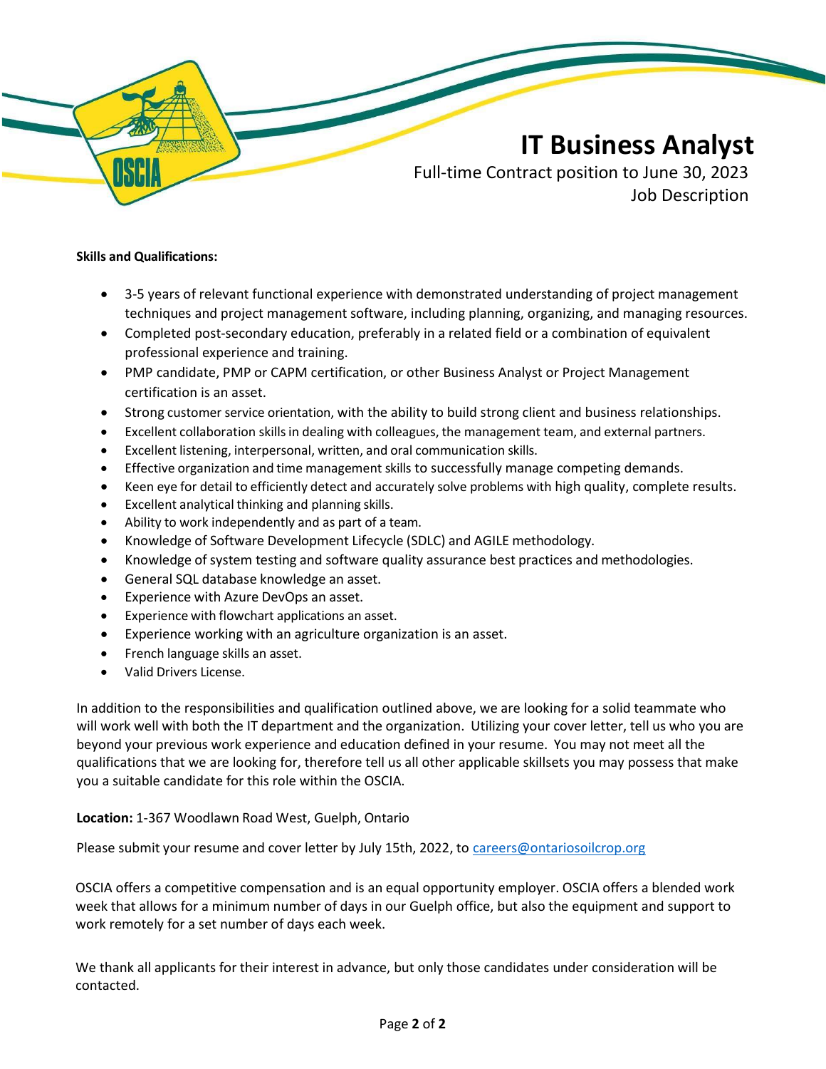# IT Business Analyst

Full-time Contract position to June 30, 2023

Job Description

**Skills and Qualifications:**

- 3-5 years of relevant functional experience with demonstrated understanding of project management techniques and project management software, including planning, organizing, and managing resources.
- Completed post-secondary education, preferably in a related field or a combination of equivalent professional experience and training.
- PMP candidate, PMP or CAPM certification, or other Business Analyst or Project Management certification is an asset.
- Strong customer service orientation, with the ability to build strong client and business relationships.
- Excellent collaboration skills in dealing with colleagues, the management team, and external partners.
- Excellent listening, interpersonal, written, and oral communication skills.
- Effective organization and time management skills to successfully manage competing demands.
- Keen eye for detail to efficiently detect and accurately solve problems with high quality, complete results.
- Excellent analytical thinking and planning skills.
- Ability to work independently and as part of a team.
- Knowledge of Software Development Lifecycle (SDLC) and AGILE methodology.
- Knowledge of system testing and software quality assurance best practices and methodologies.
- General SQL database knowledge an asset.
- Experience with Azure DevOps an asset.
- Experience with flowchart applications an asset.
- Experience working with an agriculture organization is an asset.
- French language skills an asset.
- Valid Drivers License.

In addition to the responsibilities and qualification outlined above, we are looking for a solid teammate who will work well with both the IT department and the organization. Utilizing your cover letter, tell us who you are beyond your previous work experience and education defined in your resume. You may not meet all the qualifications that we are looking for, therefore tell us all other applicable skillsets you may possess that make you a suitable candidate for this role within the OSCIA.

**Location:** 1-367 Woodlawn Road West, Guelph, Ontario

Please submit your resume and cover letter by July 15th, 2022, to careers@ontariosoilcrop.org

OSCIA offers a competitive compensation and is an equal opportunity employer. OSCIA offers a blended work week that allows for a minimum number of days in our Guelph office, but also the equipment and support to work remotely for a set number of days each week.

We thank all applicants for their interest in advance, but only those candidates under consideration will be contacted.